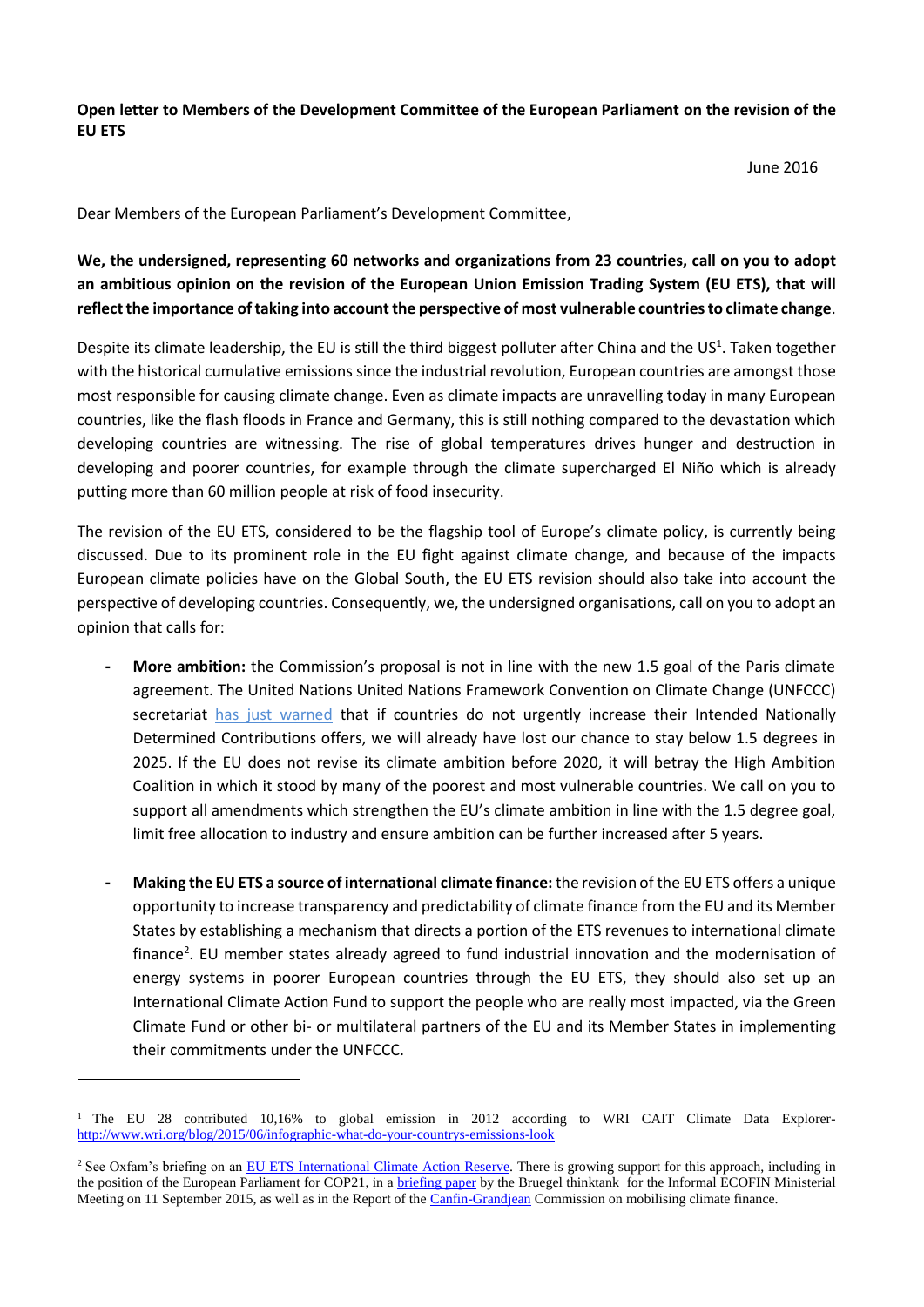**Open letter to Members of the Development Committee of the European Parliament on the revision of the EU ETS**

June 2016

Dear Members of the European Parliament's Development Committee,

**We, the undersigned, representing 60 networks and organizations from 23 countries, call on you to adopt an ambitious opinion on the revision of the European Union Emission Trading System (EU ETS), that will reflect the importance of taking into account the perspective of most vulnerable countries to climate change**.

Despite its climate leadership, the EU is still the third biggest polluter after China and the US[1]. Taken together with the historical cumulative emissions since the industrial revolution, European countries are amongst those most responsible for causing climate change. Even as climate impacts are unravelling today in many European countries, like the flash floods in France and Germany, this is still nothing compared to the devastation which developing countries are witnessing. The rise of global temperatures drives hunger and destruction in developing and poorer countries, for example through the climate supercharged El Niño which is already putting more than 60 million people at risk of food insecurity.

The revision of the EU ETS, considered to be the flagship tool of Europe's climate policy, is currently being discussed. Due to its prominent role in the EU fight against climate change, and because of the impacts European climate policies have on the Global South, the EU ETS revision should also take into account the perspective of developing countries. Consequently, we, the undersigned organisations, call on you to adopt an opinion that calls for:

- **More ambition:** the Commission's proposal is not in line with the new 1.5 goal of the Paris climate agreement. The United Nations United Nations Framework Convention on Climate Change (UNFCCC) secretariat has just warned that if countries do not urgently increase their Intended Nationally Determined Contributions offers, we will already have lost our chance to stay below 1.5 degrees in 2025. If the EU does not revise its climate ambition before 2020, it will betray the High Ambition Coalition in which it stood by many of the poorest and most vulnerable countries. We call on you to support all amendments which strengthen the EU's climate ambition in line with the 1.5 degree goal, limit free allocation to industry and ensure ambition can be further increased after 5 years.

- **Making the EU ETS a source of international climate finance:** the revision of the EU ETS offers a unique opportunity to increase transparency and predictability of climate finance from the EU and its Member States by establishing a mechanism that directs a portion of the ETS revenues to international climate finance[2]. EU member states already agreed to fund industrial innovation and the modernisation of energy systems in poorer European countries through the EU ETS, they should also set up an International Climate Action Fund to support the people who are really most impacted, via the Green Climate Fund or other bi- or multilateral partners of the EU and its Member States in implementing their commitments under the UNFCCC.

---

[1] The EU 28 contributed 10,16% to global emission in 2012 according to WRI CAIT Climate Data Explorer- http://www.wri.org/blog/2015/06/infographic-what-do-your-countrys-emissions-look

[2] See Oxfam's briefing on an EU ETS International Climate Action Reserve. There is growing support for this approach, including in the position of the European Parliament for COP21, in a briefing paper by the Bruegel thinktank for the Informal ECOFIN Ministerial Meeting on 11 September 2015, as well as in the Report of the Canfin-Grandjean Commission on mobilising climate finance.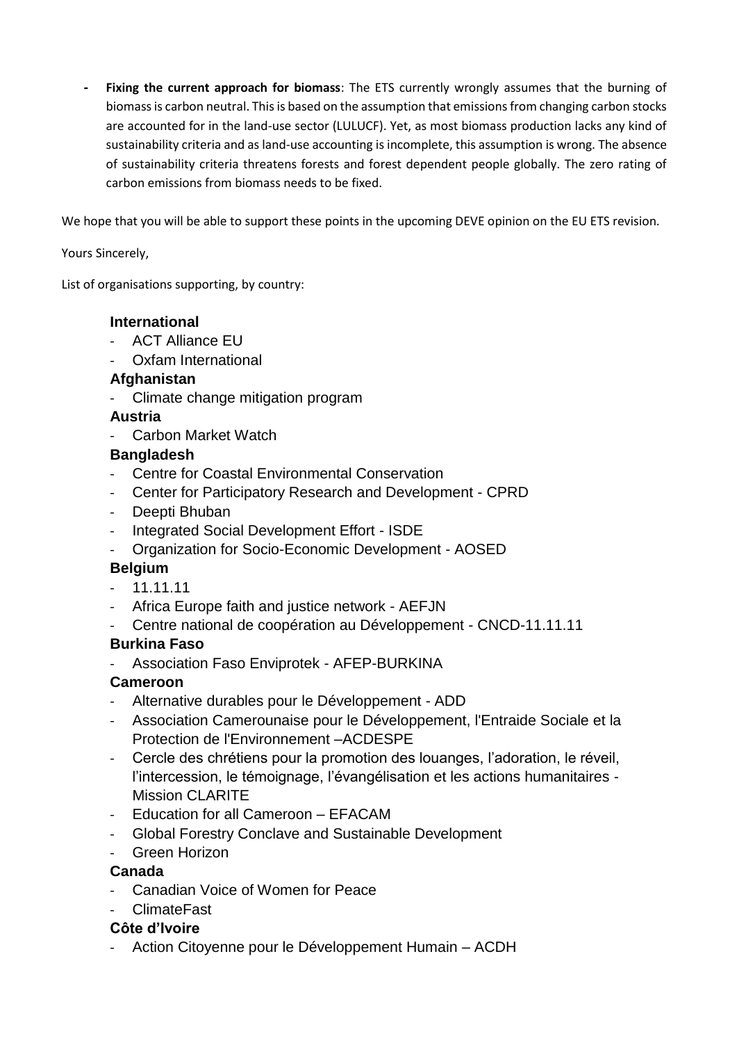- **Fixing the current approach for biomass**: The ETS currently wrongly assumes that the burning of biomass is carbon neutral. This is based on the assumption that emissions from changing carbon stocks are accounted for in the land-use sector (LULUCF). Yet, as most biomass production lacks any kind of sustainability criteria and as land-use accounting is incomplete, this assumption is wrong. The absence of sustainability criteria threatens forests and forest dependent people globally. The zero rating of carbon emissions from biomass needs to be fixed.

We hope that you will be able to support these points in the upcoming DEVE opinion on the EU ETS revision.

Yours Sincerely,

List of organisations supporting, by country:

**International**
- ACT Alliance EU
- Oxfam International

**Afghanistan**
- Climate change mitigation program

**Austria**
- Carbon Market Watch

**Bangladesh**
- Centre for Coastal Environmental Conservation
- Center for Participatory Research and Development - CPRD
- Deepti Bhuban
- Integrated Social Development Effort - ISDE
- Organization for Socio-Economic Development - AOSED

**Belgium**
- 11.11.11
- Africa Europe faith and justice network - AEFJN
- Centre national de coopération au Développement - CNCD-11.11.11

**Burkina Faso**
- Association Faso Enviprotek - AFEP-BURKINA

**Cameroon**
- Alternative durables pour le Développement - ADD
- Association Camerounaise pour le Développement, l'Entraide Sociale et la Protection de l'Environnement –ACDESPE
- Cercle des chrétiens pour la promotion des louanges, l'adoration, le réveil, l'intercession, le témoignage, l'évangélisation et les actions humanitaires - Mission CLARITE
- Education for all Cameroon – EFACAM
- Global Forestry Conclave and Sustainable Development
- Green Horizon

**Canada**
- Canadian Voice of Women for Peace
- ClimateFast

**Côte d'Ivoire**
- Action Citoyenne pour le Développement Humain – ACDH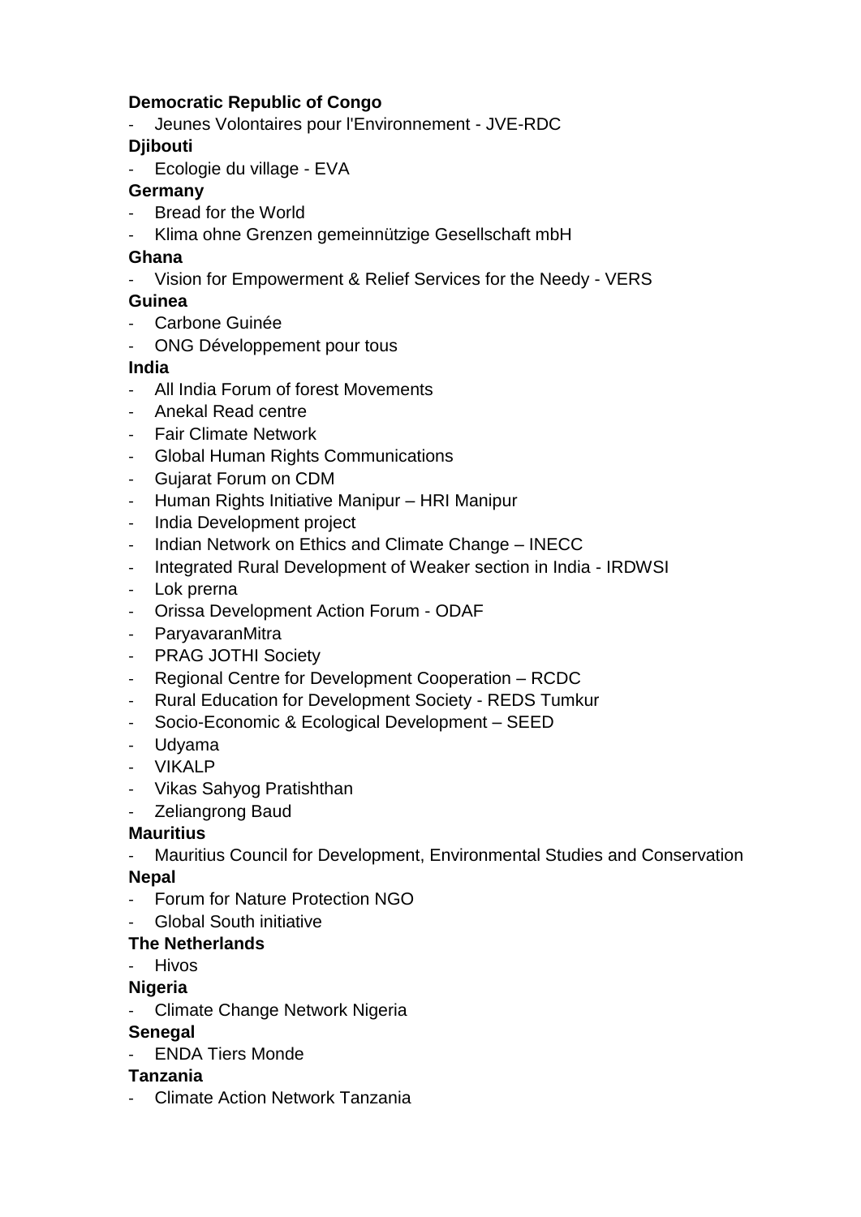**Democratic Republic of Congo**

- Jeunes Volontaires pour l'Environnement - JVE-RDC

**Djibouti**

- Ecologie du village - EVA

**Germany**

- Bread for the World
- Klima ohne Grenzen gemeinnützige Gesellschaft mbH

**Ghana**

- Vision for Empowerment & Relief Services for the Needy - VERS

**Guinea**

- Carbone Guinée
- ONG Développement pour tous

**India**

- All India Forum of forest Movements
- Anekal Read centre
- Fair Climate Network
- Global Human Rights Communications
- Gujarat Forum on CDM
- Human Rights Initiative Manipur – HRI Manipur
- India Development project
- Indian Network on Ethics and Climate Change – INECC
- Integrated Rural Development of Weaker section in India - IRDWSI
- Lok prerna
- Orissa Development Action Forum - ODAF
- ParyavaranMitra
- PRAG JOTHI Society
- Regional Centre for Development Cooperation – RCDC
- Rural Education for Development Society - REDS Tumkur
- Socio-Economic & Ecological Development – SEED
- Udyama
- VIKALP
- Vikas Sahyog Pratishthan
- Zeliangrong Baud

**Mauritius**

- Mauritius Council for Development, Environmental Studies and Conservation

**Nepal**

- Forum for Nature Protection NGO
- Global South initiative

**The Netherlands**

- Hivos

**Nigeria**

- Climate Change Network Nigeria

**Senegal**

- ENDA Tiers Monde

**Tanzania**

- Climate Action Network Tanzania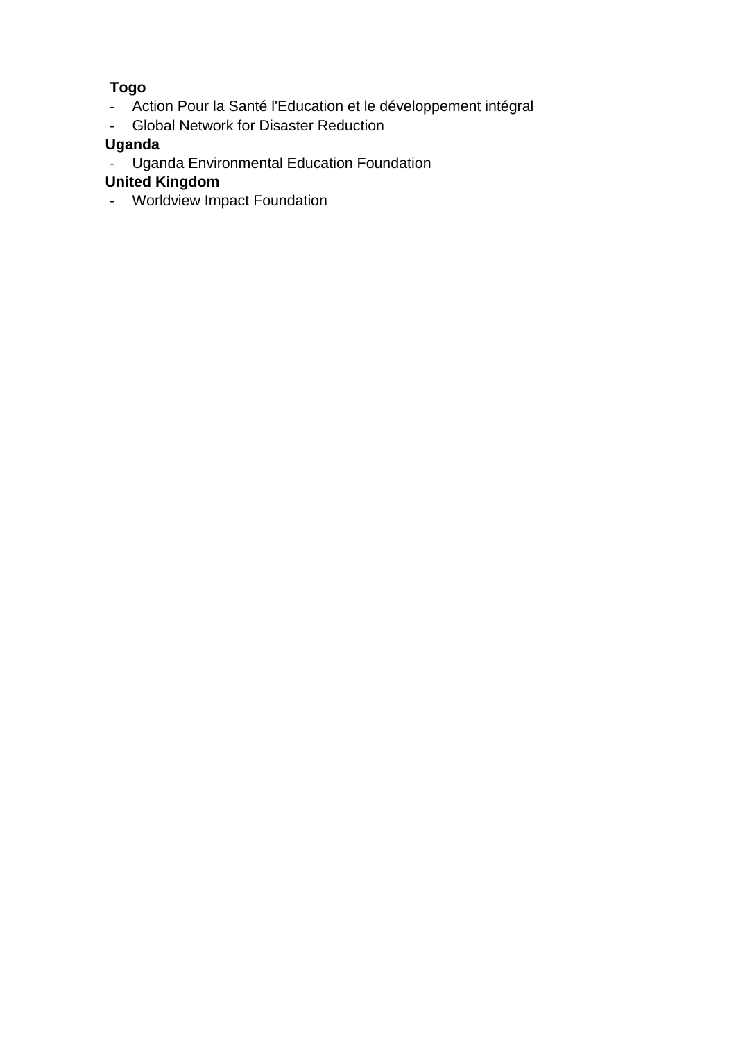**Togo**

- Action Pour la Santé l'Education et le développement intégral
- Global Network for Disaster Reduction

**Uganda**

- Uganda Environmental Education Foundation

**United Kingdom**

- Worldview Impact Foundation